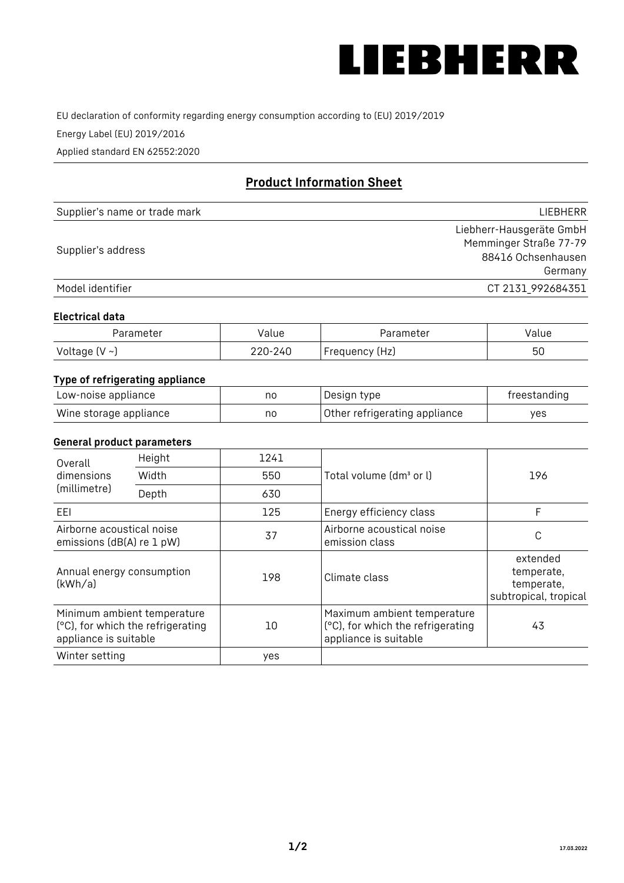LIEBHERR

EU declaration of conformity regarding energy consumption according to (EU) 2019/2019

Energy Label (EU) 2019/2016

Applied standard EN 62552:2020

## Product Information Sheet

| | |
|---|---|
| Supplier's name or trade mark | LIEBHERR |
| Supplier's address | Liebherr-Hausgeräte GmbH<br>Memminger Straße 77-79<br>88416 Ochsenhausen<br>Germany |
| Model identifier | CT 2131_992684351 |

### Electrical data

| Parameter | Value | Parameter | Value |
|---|---|---|---|
| Voltage (V ~) | 220-240 | Frequency (Hz) | 50 |

### Type of refrigerating appliance

| | | | |
|---|---|---|---|
| Low-noise appliance | no | Design type | freestanding |
| Wine storage appliance | no | Other refrigerating appliance | yes |

### General product parameters

| | | | | |
|---|---|---|---|---|
| Overall dimensions (millimetre) | Height | 1241 | Total volume (dm³ or l) | 196 |
| | Width | 550 | | |
| | Depth | 630 | | |
| EEI | | 125 | Energy efficiency class | F |
| Airborne acoustical noise emissions (dB(A) re 1 pW) | | 37 | Airborne acoustical noise emission class | C |
| Annual energy consumption (kWh/a) | | 198 | Climate class | extended temperate, temperate, subtropical, tropical |
| Minimum ambient temperature (°C), for which the refrigerating appliance is suitable | | 10 | Maximum ambient temperature (°C), for which the refrigerating appliance is suitable | 43 |
| Winter setting | | yes | | |

17.03.2022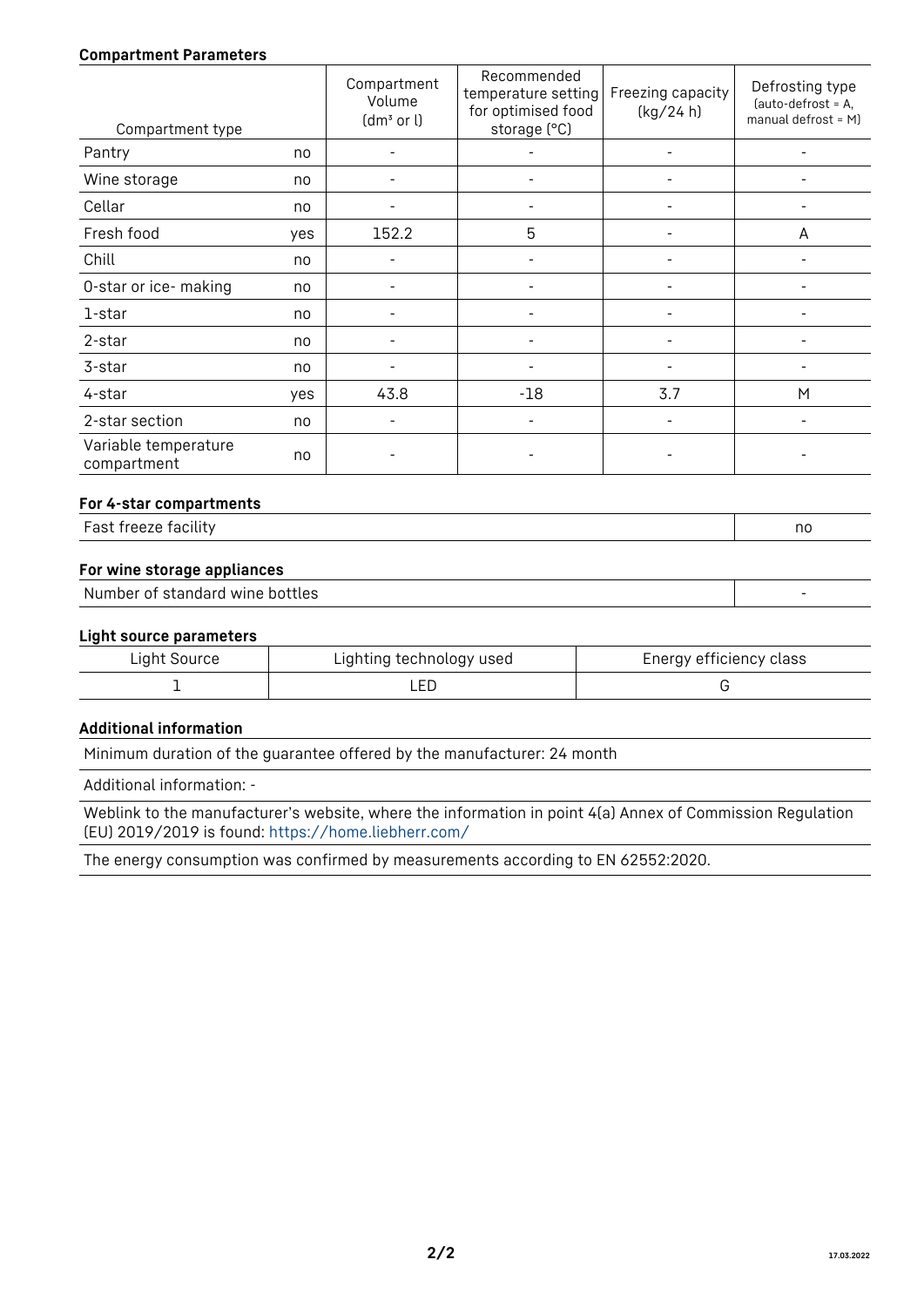**Compartment Parameters**

| Compartment type | | Compartment Volume (dm³ or l) | Recommended temperature setting for optimised food storage (°C) | Freezing capacity (kg/24 h) | Defrosting type (auto-defrost = A, manual defrost = M) |
|---|---|---|---|---|---|
| Pantry | no | - | - | - | - |
| Wine storage | no | - | - | - | - |
| Cellar | no | - | - | - | - |
| Fresh food | yes | 152.2 | 5 | - | A |
| Chill | no | - | - | - | - |
| 0-star or ice- making | no | - | - | - | - |
| 1-star | no | - | - | - | - |
| 2-star | no | - | - | - | - |
| 3-star | no | - | - | - | - |
| 4-star | yes | 43.8 | -18 | 3.7 | M |
| 2-star section | no | - | - | - | - |
| Variable temperature compartment | no | - | - | - | - |

**For 4-star compartments**

| | |
|---|---|
| Fast freeze facility | no |

**For wine storage appliances**

| | |
|---|---|
| Number of standard wine bottles | - |

**Light source parameters**

| Light Source | Lighting technology used | Energy efficiency class |
|---|---|---|
| 1 | LED | G |

**Additional information**

Minimum duration of the guarantee offered by the manufacturer: 24 month

Additional information: -

Weblink to the manufacturer's website, where the information in point 4(a) Annex of Commission Regulation (EU) 2019/2019 is found: https://home.liebherr.com/

The energy consumption was confirmed by measurements according to EN 62552:2020.

17.03.2022